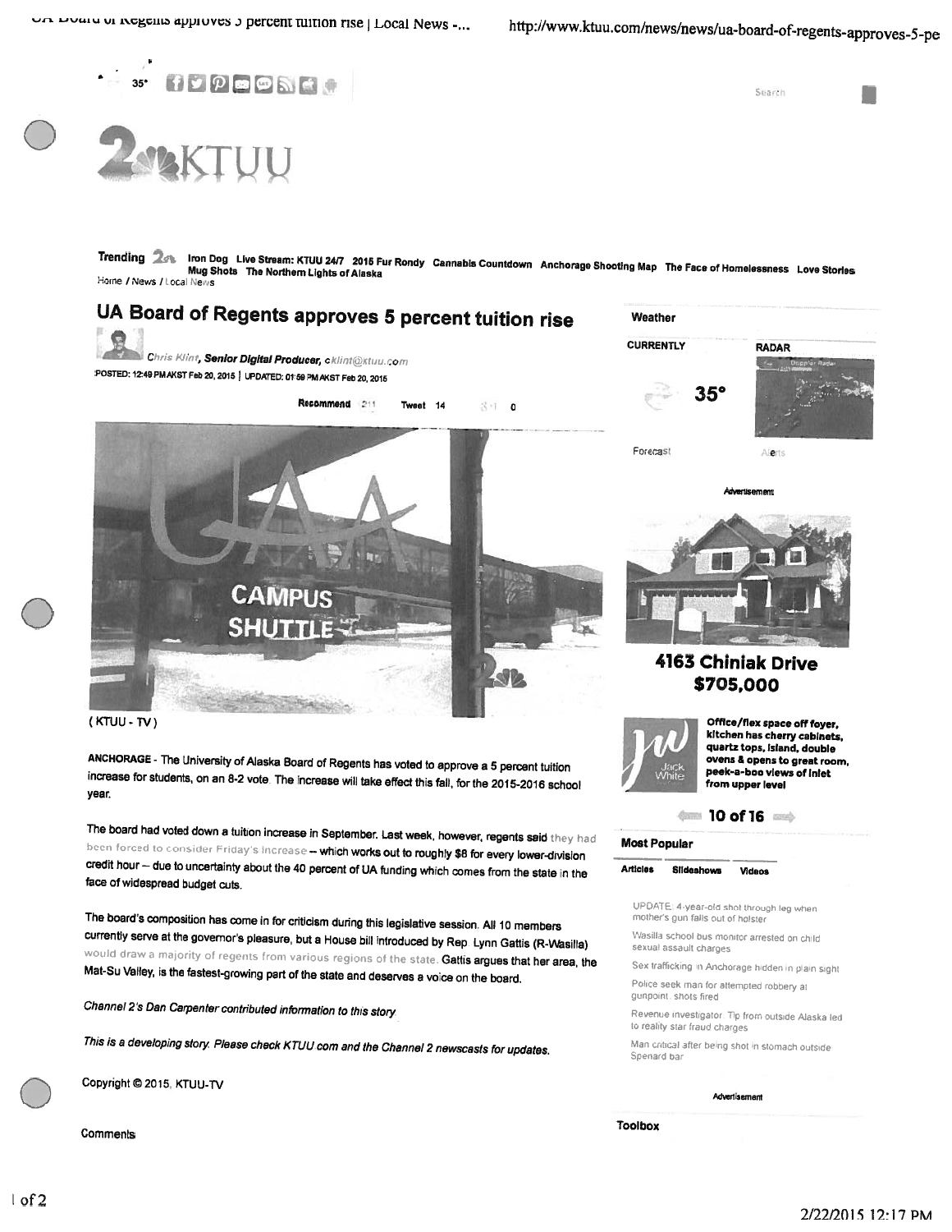Trending Iron Dog Live Stream: KTUU 24/7 2015 Fur Rondy Cannabis Countdown Anchorage Shooting Map The Face of Homelessness Love Stories Mug Shots The Northern Lights of Alaska

Home / News / Local News

# UA Board of Regents approves 5 percent tuition rise

*Chris Klint*, ***Senior Digital Producer***, cklint@ktuu.com

POSTED: 12:49 PM AKST Feb 20, 2015 | UPDATED: 01:59 PM AKST Feb 20, 2015

(KTUU - TV)

**ANCHORAGE** - The University of Alaska Board of Regents has voted to approve a 5 percent tuition increase for students, on an 8-2 vote. The increase will take effect this fall, for the 2015-2016 school year.

The board had voted down a tuition increase in September. Last week, however, regents said they had been forced to consider Friday's increase – which works out to roughly $8 for every lower-division credit hour – due to uncertainty about the 40 percent of UA funding which comes from the state in the face of widespread budget cuts.

The board's composition has come in for criticism during this legislative session. All 10 members currently serve at the governor's pleasure, but a House bill introduced by Rep. Lynn Gattis (R-Wasilla) would draw a majority of regents from various regions of the state. Gattis argues that her area, the Mat-Su Valley, is the fastest-growing part of the state and deserves a voice on the board.

*Channel 2's Dan Carpenter contributed information to this story.*

*This is a developing story. Please check KTUU.com and the Channel 2 newscasts for updates.*

Copyright © 2015, KTUU-TV

Comments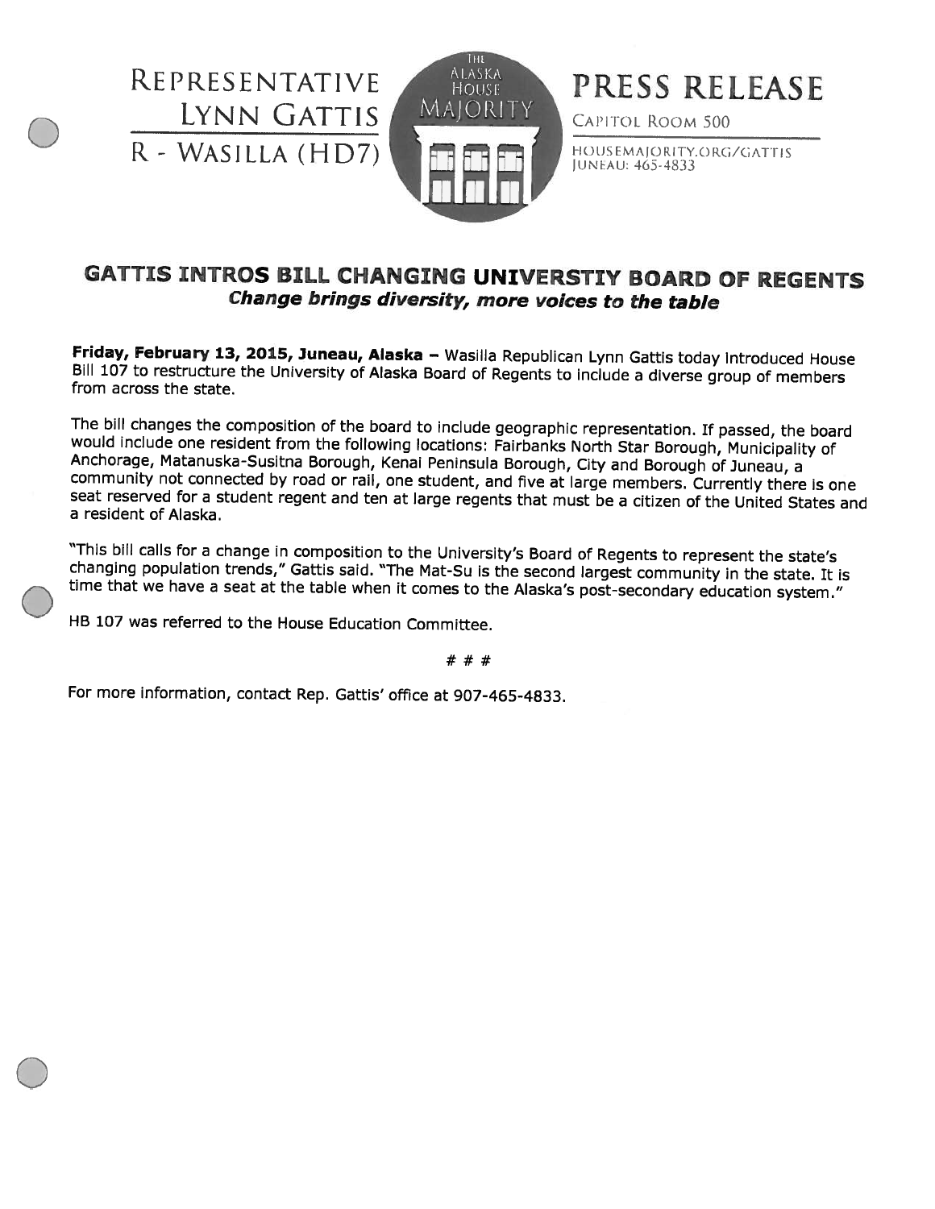Representative Lynn Gattis
R - Wasilla (HD7)

The Alaska House Majority

# PRESS RELEASE

Capitol Room 500

HOUSEMAJORITY.ORG/GATTIS
JUNEAU: 465-4833

## GATTIS INTROS BILL CHANGING UNIVERSTIY BOARD OF REGENTS

***Change brings diversity, more voices to the table***

**Friday, February 13, 2015, Juneau, Alaska –** Wasilla Republican Lynn Gattis today introduced House Bill 107 to restructure the University of Alaska Board of Regents to include a diverse group of members from across the state.

The bill changes the composition of the board to include geographic representation. If passed, the board would include one resident from the following locations: Fairbanks North Star Borough, Municipality of Anchorage, Matanuska-Susitna Borough, Kenai Peninsula Borough, City and Borough of Juneau, a community not connected by road or rail, one student, and five at large members. Currently there is one seat reserved for a student regent and ten at large regents that must be a citizen of the United States and a resident of Alaska.

"This bill calls for a change in composition to the University's Board of Regents to represent the state's changing population trends," Gattis said. "The Mat-Su is the second largest community in the state. It is time that we have a seat at the table when it comes to the Alaska's post-secondary education system."

HB 107 was referred to the House Education Committee.

# # #

For more information, contact Rep. Gattis' office at 907-465-4833.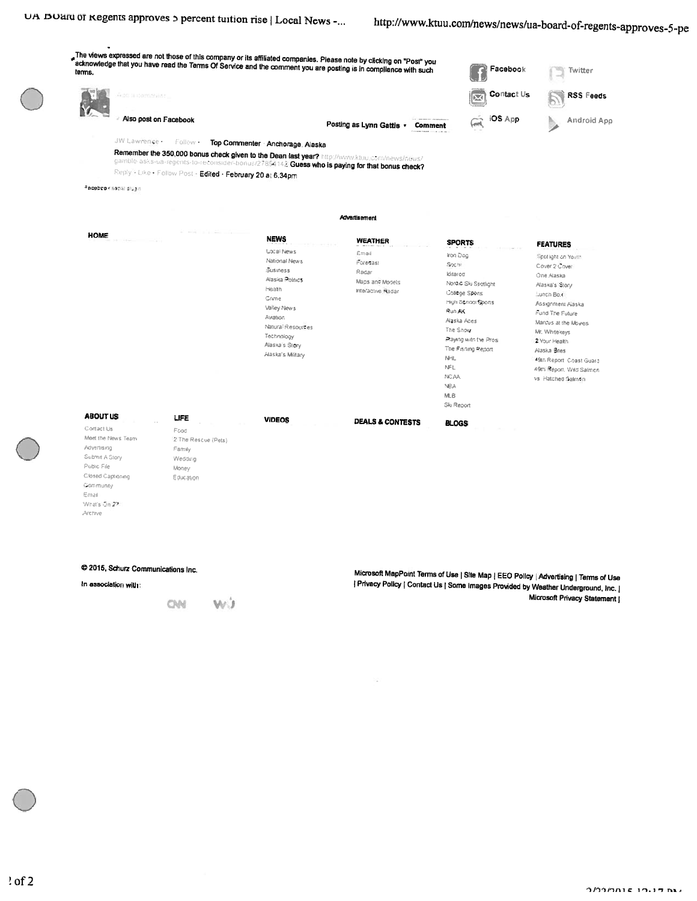The views expressed are not those of this company or its affiliated companies. Please note by clicking on "Post" you acknowledge that you have read the Terms Of Service and the comment you are posting is in compliance with such terms.

Facebook | Twitter | Contact Us | RSS Feeds | iOS App | Android App

Add a comment...

Also post on Facebook

Posting as Lynn Gattis ▾ **Comment**

JW Lawrence · Follow · **Top Commenter** · Anchorage, Alaska

**Remember the 350,000 bonus check given to the Dean last year?** http://www.ktuu.com/news/news/gamble-asks-ua-regents-to-reconsider-bonus/27854143 **Guess who is paying for that bonus check?**

Reply · Like · Follow Post · Edited · February 20 at 6:34pm

Facebook social plugin

Advertisement

**HOME**

**NEWS**
- Local News
- National News
- Business
- Alaska Politics
- Health
- Crime
- Valley News
- Aviation
- Natural Resources
- Technology
- Alaska's Story
- Alaska's Military

**WEATHER**
- Email
- Forecast
- Radar
- Maps and Models
- Interactive Radar

**SPORTS**
- Iron Dog
- Sochi
- Iditarod
- Nordic Ski Spotlight
- College Sports
- High School Sports
- Run AK
- Alaska Aces
- The Show
- Playing with the Pros
- The Fishing Report
- NHL
- NFL
- NCAA
- NBA
- MLB
- Ski Report

**FEATURES**
- Spotlight on Youth
- Cover 2 Cover
- One Alaska
- Alaska's Story
- Lunch Box
- Assignment Alaska
- Fund The Future
- Marcus at the Movies
- Mr. Whitekeys
- 2 Your Health
- Alaska Bites
- 49th Report: Coast Guard
- 49th Report: Wild Salmon vs. Hatched Salmon

**ABOUT US**
- Contact Us
- Meet the News Team
- Advertising
- Submit A Story
- Public File
- Closed Captioning
- Community
- Email
- What's On 2?
- Archive

**LIFE**
- Food
- 2 The Rescue (Pets)
- Family
- Wedding
- Money
- Education

**VIDEOS**

**DEALS & CONTESTS**

**BLOGS**

**© 2015, Schurz Communications Inc.**

**In association with:**

CNN WJ

**Microsoft MapPoint Terms of Use | Site Map | EEO Policy | Advertising | Terms of Use | Privacy Policy | Contact Us | Some Images Provided by Weather Underground, Inc. | Microsoft Privacy Statement |**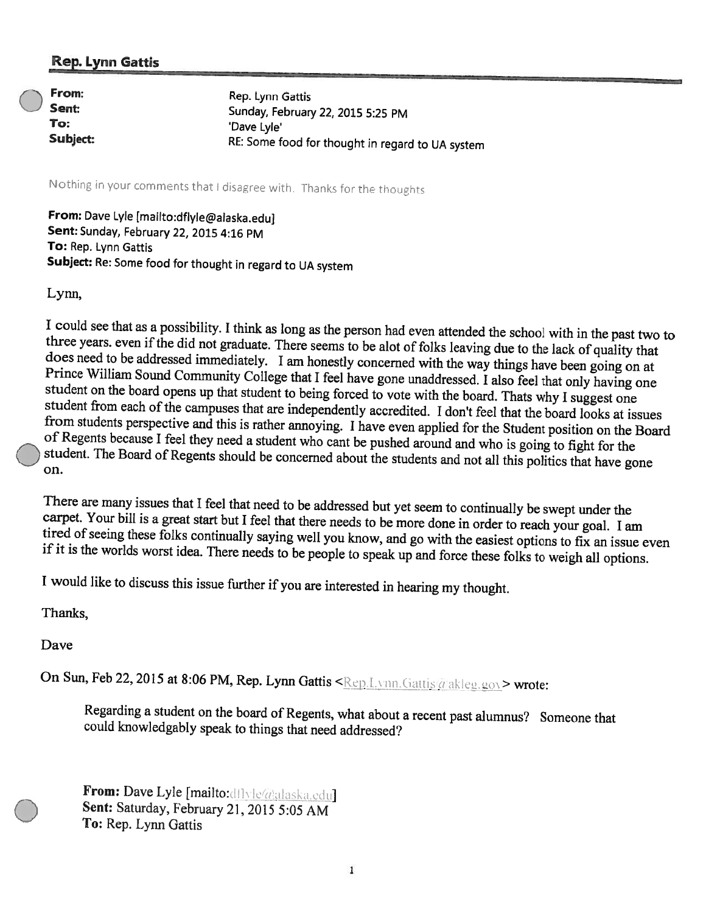**Rep. Lynn Gattis**

**From:** Rep. Lynn Gattis
**Sent:** Sunday, February 22, 2015 5:25 PM
**To:** 'Dave Lyle'
**Subject:** RE: Some food for thought in regard to UA system

Nothing in your comments that I disagree with. Thanks for the thoughts

**From:** Dave Lyle [mailto:dflyle@alaska.edu]
**Sent:** Sunday, February 22, 2015 4:16 PM
**To:** Rep. Lynn Gattis
**Subject:** Re: Some food for thought in regard to UA system

Lynn,

I could see that as a possibility. I think as long as the person had even attended the school with in the past two to three years. even if the did not graduate. There seems to be alot of folks leaving due to the lack of quality that does need to be addressed immediately. I am honestly concerned with the way things have been going on at Prince William Sound Community College that I feel have gone unaddressed. I also feel that only having one student on the board opens up that student to being forced to vote with the board. Thats why I suggest one student from each of the campuses that are independently accredited. I don't feel that the board looks at issues from students perspective and this is rather annoying. I have even applied for the Student position on the Board of Regents because I feel they need a student who cant be pushed around and who is going to fight for the student. The Board of Regents should be concerned about the students and not all this politics that have gone on.

There are many issues that I feel that need to be addressed but yet seem to continually be swept under the carpet. Your bill is a great start but I feel that there needs to be more done in order to reach your goal. I am tired of seeing these folks continually saying well you know, and go with the easiest options to fix an issue even if it is the worlds worst idea. There needs to be people to speak up and force these folks to weigh all options.

I would like to discuss this issue further if you are interested in hearing my thought.

Thanks,

Dave

On Sun, Feb 22, 2015 at 8:06 PM, Rep. Lynn Gattis <Rep.Lynn.Gattis@akleg.gov> wrote:

> Regarding a student on the board of Regents, what about a recent past alumnus? Someone that could knowledgably speak to things that need addressed?
>
> **From:** Dave Lyle [mailto:dflyle@alaska.edu]
> **Sent:** Saturday, February 21, 2015 5:05 AM
> **To:** Rep. Lynn Gattis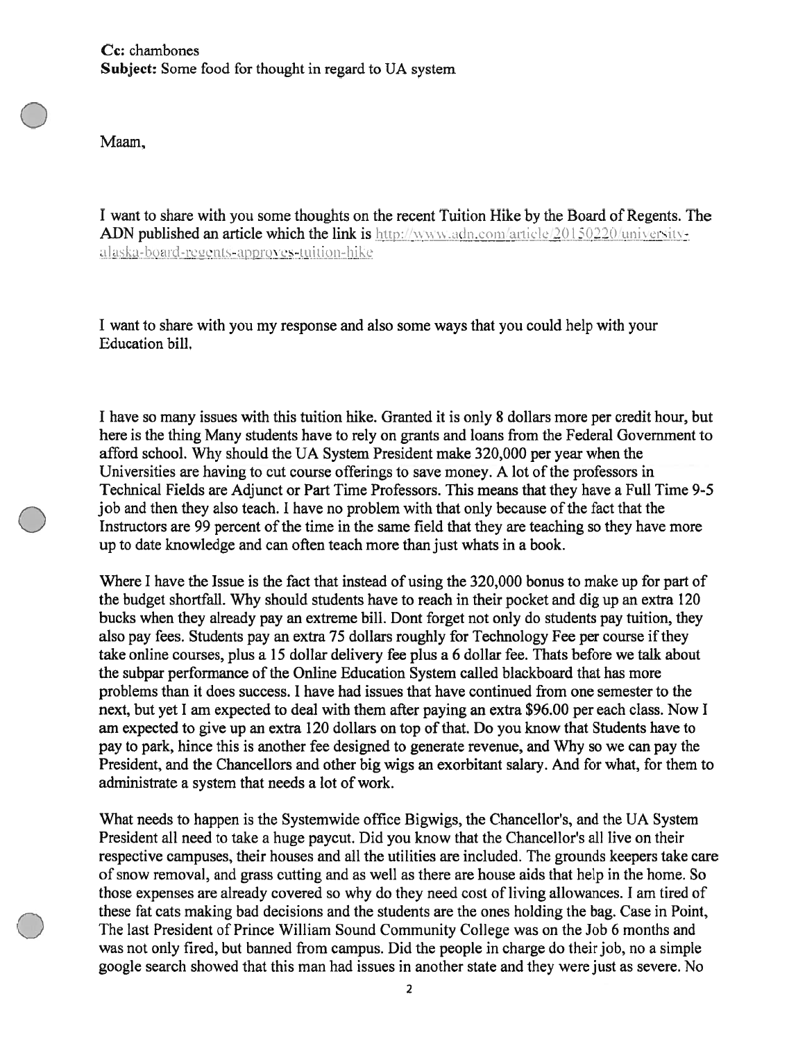**Cc:** chambones
**Subject:** Some food for thought in regard to UA system

Maam,

I want to share with you some thoughts on the recent Tuition Hike by the Board of Regents. The ADN published an article which the link is http://www.adn.com/article/20150220/university-alaska-board-regents-approves-tuition-hike

I want to share with you my response and also some ways that you could help with your Education bill.

I have so many issues with this tuition hike. Granted it is only 8 dollars more per credit hour, but here is the thing Many students have to rely on grants and loans from the Federal Government to afford school. Why should the UA System President make 320,000 per year when the Universities are having to cut course offerings to save money. A lot of the professors in Technical Fields are Adjunct or Part Time Professors. This means that they have a Full Time 9-5 job and then they also teach. I have no problem with that only because of the fact that the Instructors are 99 percent of the time in the same field that they are teaching so they have more up to date knowledge and can often teach more than just whats in a book.

Where I have the Issue is the fact that instead of using the 320,000 bonus to make up for part of the budget shortfall. Why should students have to reach in their pocket and dig up an extra 120 bucks when they already pay an extreme bill. Dont forget not only do students pay tuition, they also pay fees. Students pay an extra 75 dollars roughly for Technology Fee per course if they take online courses, plus a 15 dollar delivery fee plus a 6 dollar fee. Thats before we talk about the subpar performance of the Online Education System called blackboard that has more problems than it does success. I have had issues that have continued from one semester to the next, but yet I am expected to deal with them after paying an extra $96.00 per each class. Now I am expected to give up an extra 120 dollars on top of that. Do you know that Students have to pay to park, hince this is another fee designed to generate revenue, and Why so we can pay the President, and the Chancellors and other big wigs an exorbitant salary. And for what, for them to administrate a system that needs a lot of work.

What needs to happen is the Systemwide office Bigwigs, the Chancellor's, and the UA System President all need to take a huge paycut. Did you know that the Chancellor's all live on their respective campuses, their houses and all the utilities are included. The grounds keepers take care of snow removal, and grass cutting and as well as there are house aids that help in the home. So those expenses are already covered so why do they need cost of living allowances. I am tired of these fat cats making bad decisions and the students are the ones holding the bag. Case in Point, The last President of Prince William Sound Community College was on the Job 6 months and was not only fired, but banned from campus. Did the people in charge do their job, no a simple google search showed that this man had issues in another state and they were just as severe. No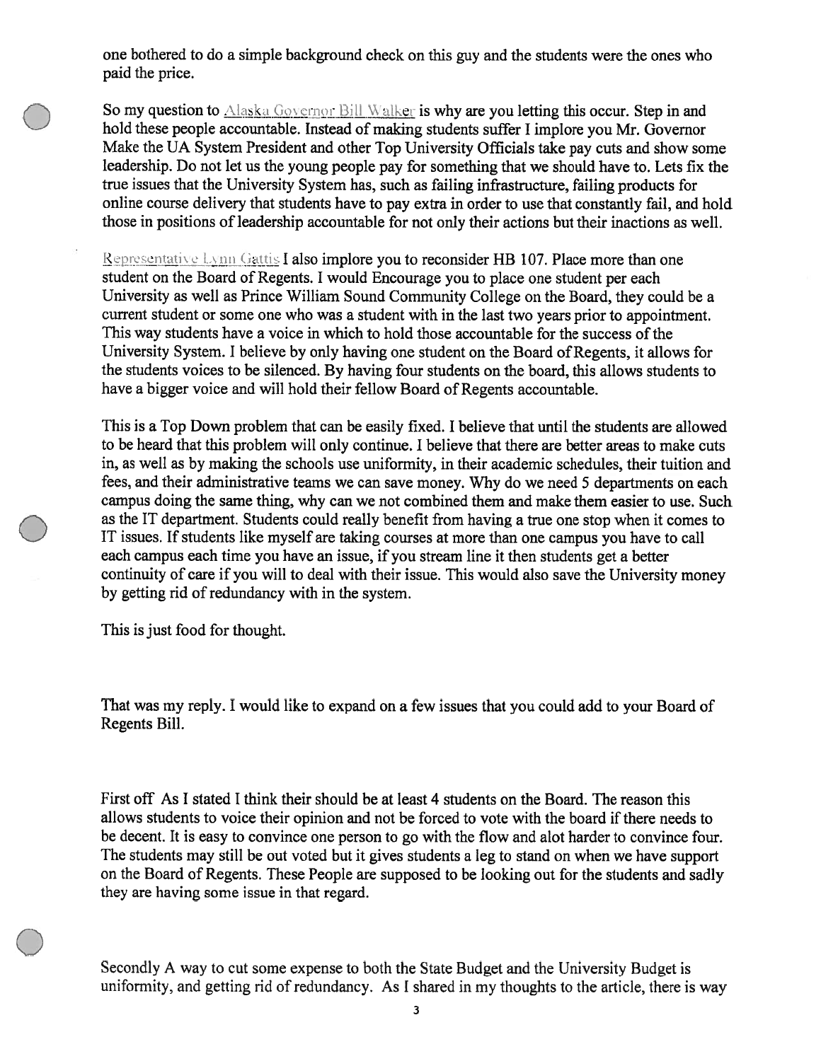one bothered to do a simple background check on this guy and the students were the ones who paid the price.

So my question to Alaska Governor Bill Walker is why are you letting this occur. Step in and hold these people accountable. Instead of making students suffer I implore you Mr. Governor Make the UA System President and other Top University Officials take pay cuts and show some leadership. Do not let us the young people pay for something that we should have to. Lets fix the true issues that the University System has, such as failing infrastructure, failing products for online course delivery that students have to pay extra in order to use that constantly fail, and hold those in positions of leadership accountable for not only their actions but their inactions as well.

Representative Lynn Gattis I also implore you to reconsider HB 107. Place more than one student on the Board of Regents. I would Encourage you to place one student per each University as well as Prince William Sound Community College on the Board, they could be a current student or some one who was a student with in the last two years prior to appointment. This way students have a voice in which to hold those accountable for the success of the University System. I believe by only having one student on the Board of Regents, it allows for the students voices to be silenced. By having four students on the board, this allows students to have a bigger voice and will hold their fellow Board of Regents accountable.

This is a Top Down problem that can be easily fixed. I believe that until the students are allowed to be heard that this problem will only continue. I believe that there are better areas to make cuts in, as well as by making the schools use uniformity, in their academic schedules, their tuition and fees, and their administrative teams we can save money. Why do we need 5 departments on each campus doing the same thing, why can we not combined them and make them easier to use. Such as the IT department. Students could really benefit from having a true one stop when it comes to IT issues. If students like myself are taking courses at more than one campus you have to call each campus each time you have an issue, if you stream line it then students get a better continuity of care if you will to deal with their issue. This would also save the University money by getting rid of redundancy with in the system.

This is just food for thought.

That was my reply. I would like to expand on a few issues that you could add to your Board of Regents Bill.

First off As I stated I think their should be at least 4 students on the Board. The reason this allows students to voice their opinion and not be forced to vote with the board if there needs to be decent. It is easy to convince one person to go with the flow and alot harder to convince four. The students may still be out voted but it gives students a leg to stand on when we have support on the Board of Regents. These People are supposed to be looking out for the students and sadly they are having some issue in that regard.

Secondly A way to cut some expense to both the State Budget and the University Budget is uniformity, and getting rid of redundancy. As I shared in my thoughts to the article, there is way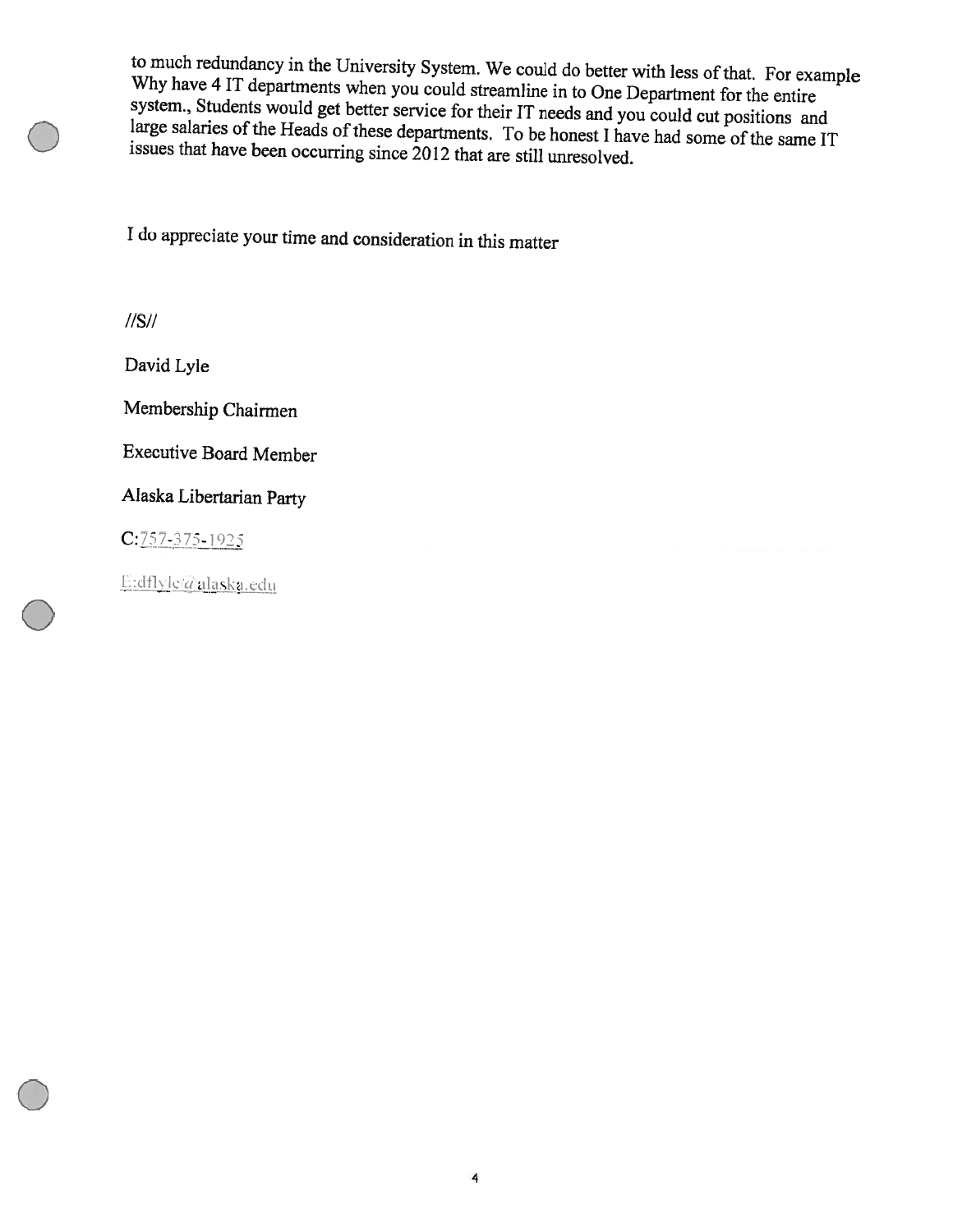to much redundancy in the University System. We could do better with less of that. For example Why have 4 IT departments when you could streamline in to One Department for the entire system., Students would get better service for their IT needs and you could cut positions and large salaries of the Heads of these departments. To be honest I have had some of the same IT issues that have been occurring since 2012 that are still unresolved.

I do appreciate your time and consideration in this matter

//S//

David Lyle

Membership Chairmen

Executive Board Member

Alaska Libertarian Party

C:757-375-1925

E:dflyle@alaska.edu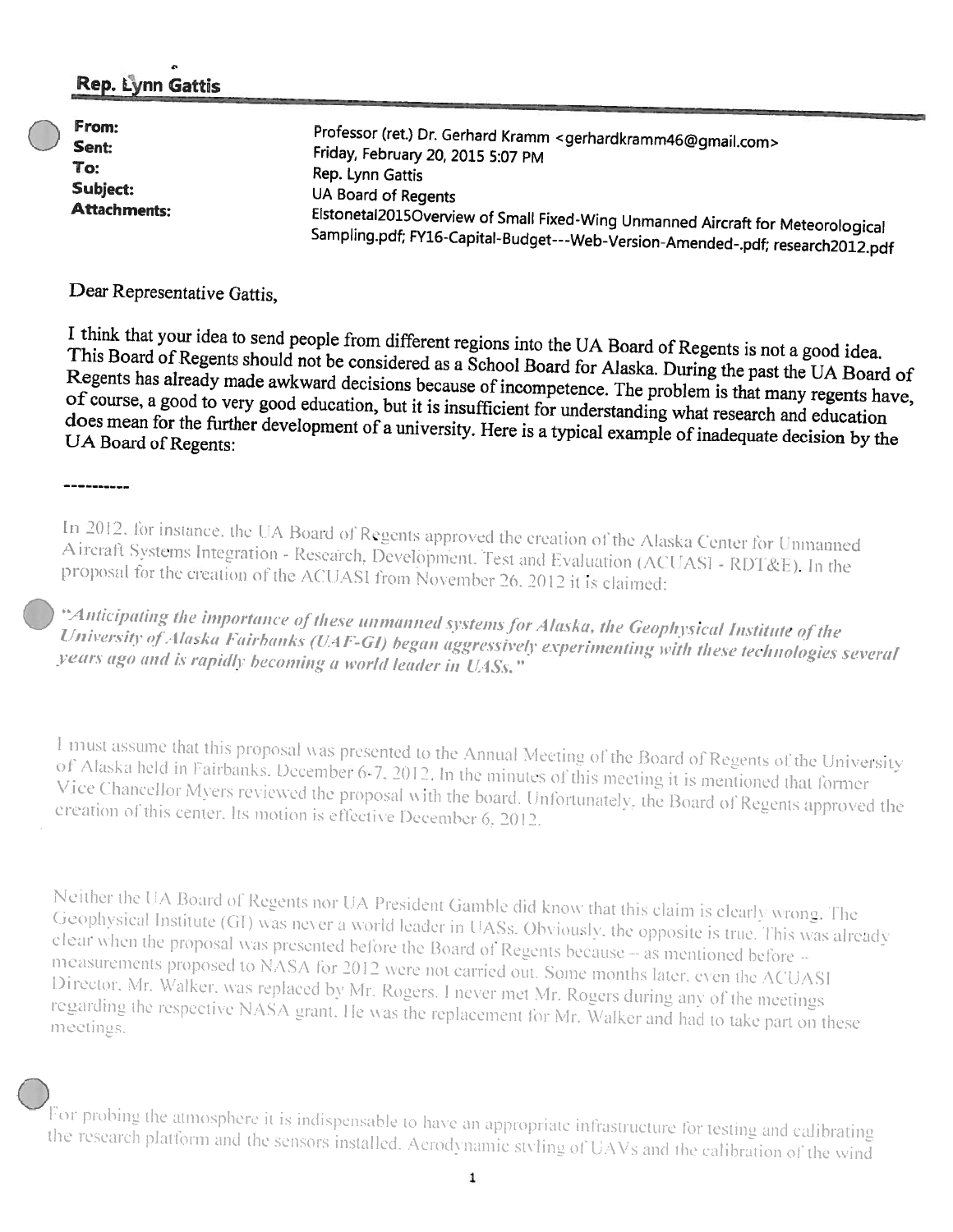**Rep. Lynn Gattis**

| | |
|---|---|
| **From:** | Professor (ret.) Dr. Gerhard Kramm <gerhardkramm46@gmail.com> |
| **Sent:** | Friday, February 20, 2015 5:07 PM |
| **To:** | Rep. Lynn Gattis |
| **Subject:** | UA Board of Regents |
| **Attachments:** | Elstonetal2015Overview of Small Fixed-Wing Unmanned Aircraft for Meteorological Sampling.pdf; FY16-Capital-Budget---Web-Version-Amended-.pdf; research2012.pdf |

Dear Representative Gattis,

I think that your idea to send people from different regions into the UA Board of Regents is not a good idea. This Board of Regents should not be considered as a School Board for Alaska. During the past the UA Board of Regents has already made awkward decisions because of incompetence. The problem is that many regents have, of course, a good to very good education, but it is insufficient for understanding what research and education does mean for the further development of a university. Here is a typical example of inadequate decision by the UA Board of Regents:

----------

In 2012, for instance, the UA Board of Regents approved the creation of the Alaska Center for Unmanned Aircraft Systems Integration - Research, Development, Test and Evaluation (ACUASI - RDT&E). In the proposal for the creation of the ACUASI from November 26, 2012 it is claimed:

***"Anticipating the importance of these unmanned systems for Alaska, the Geophysical Institute of the University of Alaska Fairbanks (UAF-GI) began aggressively experimenting with these technologies several years ago and is rapidly becoming a world leader in UASs."***

I must assume that this proposal was presented to the Annual Meeting of the Board of Regents of the University of Alaska held in Fairbanks, December 6-7, 2012. In the minutes of this meeting it is mentioned that former Vice Chancellor Myers reviewed the proposal with the board. Unfortunately, the Board of Regents approved the creation of this center. Its motion is effective December 6, 2012.

Neither the UA Board of Regents nor UA President Gamble did know that this claim is clearly wrong. The Geophysical Institute (GI) was never a world leader in UASs. Obviously, the opposite is true. This was already clear when the proposal was presented before the Board of Regents because -- as mentioned before -- measurements proposed to NASA for 2012 were not carried out. Some months later, even the ACUASI Director, Mr. Walker, was replaced by Mr. Rogers. I never met Mr. Rogers during any of the meetings regarding the respective NASA grant. He was the replacement for Mr. Walker and had to take part on these meetings.

For probing the atmosphere it is indispensable to have an appropriate infrastructure for testing and calibrating the research platform and the sensors installed. Aerodynamic styling of UAVs and the calibration of the wind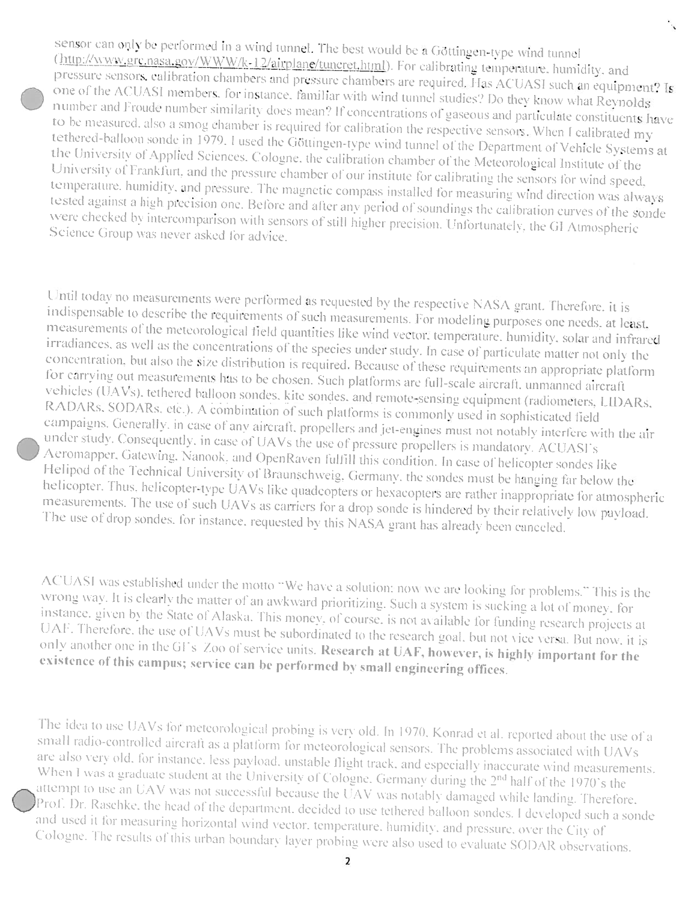sensor can only be performed in a wind tunnel. The best would be a Göttingen-type wind tunnel (http://www.grc.nasa.gov/WWW/k-12/airplane/tuncret.html). For calibrating temperature, humidity, and pressure sensors, calibration chambers and pressure chambers are required. Has ACUASI such an equipment? Is one of the ACUASI members, for instance, familiar with wind tunnel studies? Do they know what Reynolds number and Froude number similarity does mean? If concentrations of gaseous and particulate constituents have to be measured, also a smog chamber is required for calibration the respective sensors. When I calibrated my tethered-balloon sonde in 1979, I used the Göttingen-type wind tunnel of the Department of Vehicle Systems at the University of Applied Sciences, Cologne, the calibration chamber of the Meteorological Institute of the University of Frankfurt, and the pressure chamber of our institute for calibrating the sensors for wind speed, temperature, humidity, and pressure. The magnetic compass installed for measuring wind direction was always tested against a high precision one. Before and after any period of soundings the calibration curves of the sonde were checked by intercomparison with sensors of still higher precision. Unfortunately, the GI Atmospheric Science Group was never asked for advice.

Until today no measurements were performed as requested by the respective NASA grant. Therefore, it is indispensable to describe the requirements of such measurements. For modeling purposes one needs, at least, measurements of the meteorological field quantities like wind vector, temperature, humidity, solar and infrared irradiances, as well as the concentrations of the species under study. In case of particulate matter not only the concentration, but also the size distribution is required. Because of these requirements an appropriate platform for carrying out measurements has to be chosen. Such platforms are full-scale aircraft, unmanned aircraft vehicles (UAVs), tethered balloon sondes, kite sondes, and remote-sensing equipment (radiometers, LIDARs, RADARs, SODARs, etc.). A combination of such platforms is commonly used in sophisticated field campaigns. Generally, in case of any aircraft, propellers and jet-engines must not notably interfere with the air under study. Consequently, in case of UAVs the use of pressure propellers is mandatory. ACUASI's Aeromapper, Gatewing, Nanook, and OpenRaven fulfill this condition. In case of helicopter sondes like Helipod of the Technical University of Braunschweig, Germany, the sondes must be hanging far below the helicopter. Thus, helicopter-type UAVs like quadcopters or hexacopters are rather inappropriate for atmospheric measurements. The use of such UAVs as carriers for a drop sonde is hindered by their relatively low payload. The use of drop sondes, for instance, requested by this NASA grant has already been canceled.

ACUASI was established under the motto "We have a solution; now we are looking for problems." This is the wrong way. It is clearly the matter of an awkward prioritizing. Such a system is sucking a lot of money, for instance, given by the State of Alaska. This money, of course, is not available for funding research projects at UAF. Therefore, the use of UAVs must be subordinated to the research goal, but not vice versa. But now, it is only another one in the GI's Zoo of service units. **Research at UAF, however, is highly important for the existence of this campus; service can be performed by small engineering offices.**

The idea to use UAVs for meteorological probing is very old. In 1970, Konrad et al. reported about the use of a small radio-controlled aircraft as a platform for meteorological sensors. The problems associated with UAVs are also very old, for instance, less payload, unstable flight track, and especially inaccurate wind measurements. When I was a graduate student at the University of Cologne, Germany during the 2nd half of the 1970's the attempt to use an UAV was not successful because the UAV was notably damaged while landing. Therefore, Prof. Dr. Raschke, the head of the department, decided to use tethered balloon sondes. I developed such a sonde and used it for measuring horizontal wind vector, temperature, humidity, and pressure, over the City of Cologne. The results of this urban boundary layer probing were also used to evaluate SODAR observations.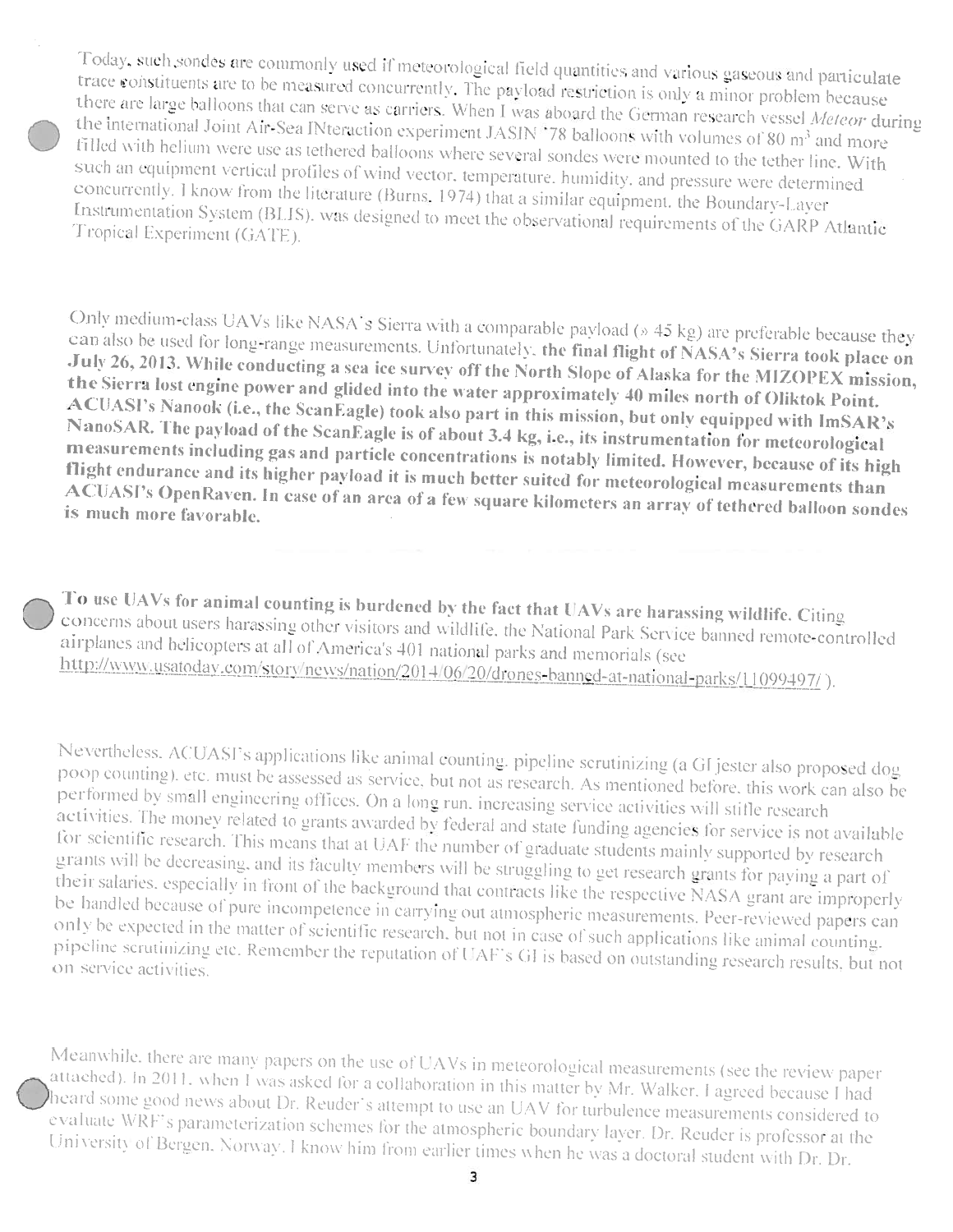Today, such sondes are commonly used if meteorological field quantities and various gaseous and particulate trace constituents are to be measured concurrently. The payload restriction is only a minor problem because there are large balloons that can serve as carriers. When I was aboard the German research vessel *Meteor* during the international Joint Air-Sea INteraction experiment JASIN '78 balloons with volumes of 80 m$^3$ and more filled with helium were use as tethered balloons where several sondes were mounted to the tether line. With such an equipment vertical profiles of wind vector, temperature, humidity, and pressure were determined concurrently. I know from the literature (Burns, 1974) that a similar equipment, the Boundary-Layer Instrumentation System (BLIS), was designed to meet the observational requirements of the GARP Atlantic Tropical Experiment (GATE).

Only medium-class UAVs like NASA's Sierra with a comparable payload (» 45 kg) are preferable because they can also be used for long-range measurements. Unfortunately, **the final flight of NASA's Sierra took place on July 26, 2013. While conducting a sea ice survey off the North Slope of Alaska for the MIZOPEX mission, the Sierra lost engine power and glided into the water approximately 40 miles north of Oliktok Point. ACUASI's Nanook (i.e., the ScanEagle) took also part in this mission, but only equipped with ImSAR's NanoSAR. The payload of the ScanEagle is of about 3.4 kg, i.e., its instrumentation for meteorological measurements including gas and particle concentrations is notably limited. However, because of its high flight endurance and its higher payload it is much better suited for meteorological measurements than ACUASI's OpenRaven. In case of an area of a few square kilometers an array of tethered balloon sondes is much more favorable.**

**To use UAVs for animal counting is burdened by the fact that UAVs are harassing wildlife.** Citing concerns about users harassing other visitors and wildlife, the National Park Service banned remote-controlled airplanes and helicopters at all of America's 401 national parks and memorials (see http://www.usatoday.com/story/news/nation/2014/06/20/drones-banned-at-national-parks/11099497/ ).

Nevertheless, ACUASI's applications like animal counting, pipeline scrutinizing (a GI jester also proposed dog poop counting), etc. must be assessed as service, but not as research. As mentioned before, this work can also be performed by small engineering offices. On a long run, increasing service activities will stifle research activities. The money related to grants awarded by federal and state funding agencies for service is not available for scientific research. This means that at UAF the number of graduate students mainly supported by research grants will be decreasing, and its faculty members will be struggling to get research grants for paying a part of their salaries, especially in front of the background that contracts like the respective NASA grant are improperly be handled because of pure incompetence in carrying out atmospheric measurements. Peer-reviewed papers can only be expected in the matter of scientific research, but not in case of such applications like animal counting, pipeline scrutinizing etc. Remember the reputation of UAF's GI is based on outstanding research results, but not on service activities.

Meanwhile, there are many papers on the use of UAVs in meteorological measurements (see the review paper attached). In 2011, when I was asked for a collaboration in this matter by Mr. Walker, I agreed because I had heard some good news about Dr. Reuder's attempt to use an UAV for turbulence measurements considered to evaluate WRF's parameterization schemes for the atmospheric boundary layer. Dr. Reuder is professor at the University of Bergen, Norway. I know him from earlier times when he was a doctoral student with Dr. Dr.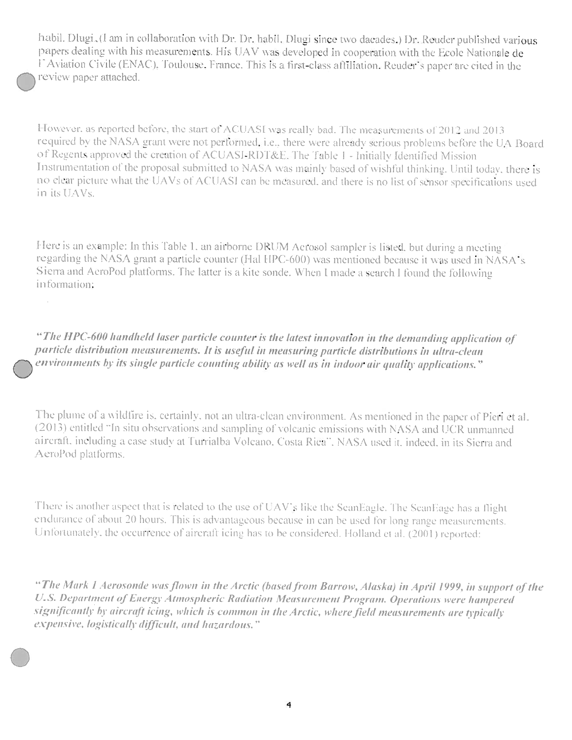habil. Dlugi.(I am in collaboration with Dr. Dr. habil. Dlugi since two dacades.) Dr. Reuder published various papers dealing with his measurements. His UAV was developed in cooperation with the Ecole Nationale de l'Aviation Civile (ENAC), Toulouse, France. This is a first-class affiliation. Reuder's paper are cited in the review paper attached.

However, as reported before, the start of ACUASI was really bad. The measurements of 2012 and 2013 required by the NASA grant were not performed, i.e., there were already serious problems before the UA Board of Regents approved the creation of ACUASI-RDT&E. The Table 1 - Initially Identified Mission Instrumentation of the proposal submitted to NASA was mainly based of wishful thinking. Until today, there is no clear picture what the UAVs of ACUASI can be measured, and there is no list of sensor specifications used in its UAVs.

Here is an example: In this Table 1, an airborne DRUM Aerosol sampler is listed, but during a meeting regarding the NASA grant a particle counter (Hal HPC-600) was mentioned because it was used in NASA's Sierra and AeroPod platforms. The latter is a kite sonde. When I made a search I found the following information:

***"The HPC-600 handheld laser particle counter is the latest innovation in the demanding application of particle distribution measurements. It is useful in measuring particle distributions in ultra-clean environments by its single particle counting ability as well as in indoor air quality applications."***

The plume of a wildfire is, certainly, not an ultra-clean environment. As mentioned in the paper of Pieri et al. (2013) entitled "In situ observations and sampling of volcanic emissions with NASA and UCR unmanned aircraft, including a case study at Turrialba Volcano, Costa Rica", NASA used it, indeed, in its Sierra and AeroPod platforms.

There is another aspect that is related to the use of UAV's like the ScanEagle. The ScanEage has a flight endurance of about 20 hours. This is advantageous because in can be used for long range measurements. Unfortunately, the occurrence of aircraft icing has to be considered. Holland et al. (2001) reported:

***"The Mark I Aerosonde was flown in the Arctic (based from Barrow, Alaska) in April 1999, in support of the U.S. Department of Energy Atmospheric Radiation Measurement Program. Operations were hampered significantly by aircraft icing, which is common in the Arctic, where field measurements are typically expensive, logistically difficult, and hazardous."***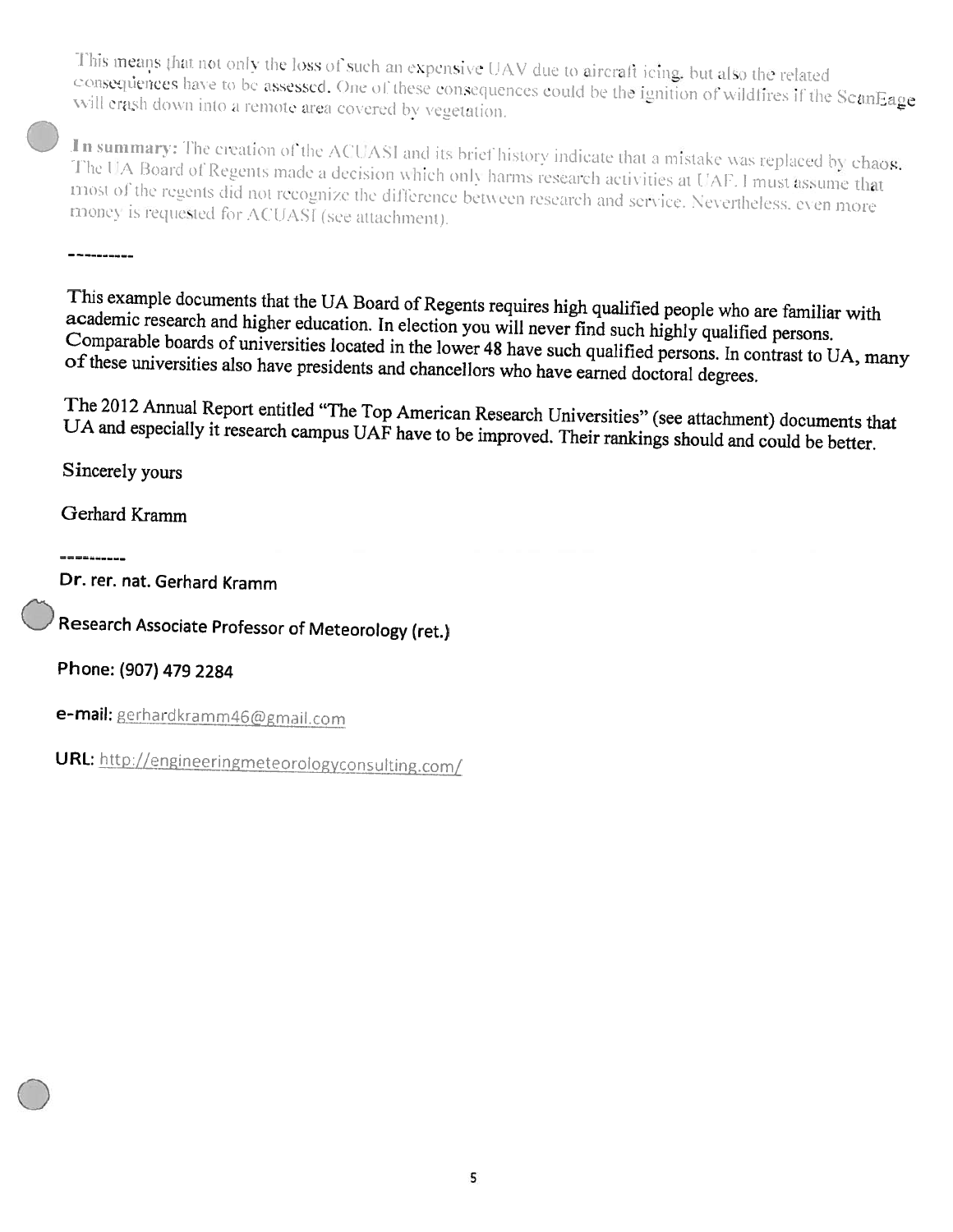This means that not only the loss of such an expensive UAV due to aircraft icing, but also the related consequences have to be assessed. One of these consequences could be the ignition of wildfires if the ScanEage will crash down into a remote area covered by vegetation.

**In summary:** The creation of the ACUASI and its brief history indicate that a mistake was replaced by chaos. The UA Board of Regents made a decision which only harms research activities at UAF. I must assume that most of the regents did not recognize the difference between research and service. Nevertheless, even more money is requested for ACUASI (see attachment).

----------

This example documents that the UA Board of Regents requires high qualified people who are familiar with academic research and higher education. In election you will never find such highly qualified persons. Comparable boards of universities located in the lower 48 have such qualified persons. In contrast to UA, many of these universities also have presidents and chancellors who have earned doctoral degrees.

The 2012 Annual Report entitled "The Top American Research Universities" (see attachment) documents that UA and especially it research campus UAF have to be improved. Their rankings should and could be better.

Sincerely yours

Gerhard Kramm

----------

**Dr. rer. nat. Gerhard Kramm**

**Research Associate Professor of Meteorology (ret.)**

**Phone:** (907) 479 2284

**e-mail:** gerhardkramm46@gmail.com

**URL:** http://engineeringmeteorologyconsulting.com/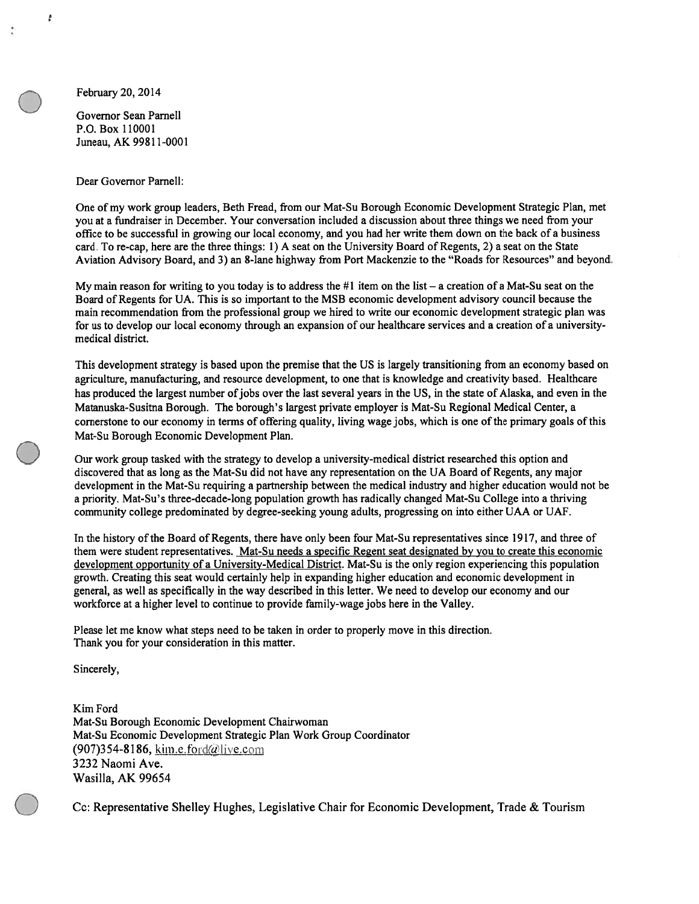February 20, 2014

Governor Sean Parnell
P.O. Box 110001
Juneau, AK 99811-0001

Dear Governor Parnell:

One of my work group leaders, Beth Fread, from our Mat-Su Borough Economic Development Strategic Plan, met you at a fundraiser in December. Your conversation included a discussion about three things we need from your office to be successful in growing our local economy, and you had her write them down on the back of a business card. To re-cap, here are the three things: 1) A seat on the University Board of Regents, 2) a seat on the State Aviation Advisory Board, and 3) an 8-lane highway from Port Mackenzie to the "Roads for Resources" and beyond.

My main reason for writing to you today is to address the #1 item on the list – a creation of a Mat-Su seat on the Board of Regents for UA. This is so important to the MSB economic development advisory council because the main recommendation from the professional group we hired to write our economic development strategic plan was for us to develop our local economy through an expansion of our healthcare services and a creation of a university-medical district.

This development strategy is based upon the premise that the US is largely transitioning from an economy based on agriculture, manufacturing, and resource development, to one that is knowledge and creativity based. Healthcare has produced the largest number of jobs over the last several years in the US, in the state of Alaska, and even in the Matanuska-Susitna Borough. The borough's largest private employer is Mat-Su Regional Medical Center, a cornerstone to our economy in terms of offering quality, living wage jobs, which is one of the primary goals of this Mat-Su Borough Economic Development Plan.

Our work group tasked with the strategy to develop a university-medical district researched this option and discovered that as long as the Mat-Su did not have any representation on the UA Board of Regents, any major development in the Mat-Su requiring a partnership between the medical industry and higher education would not be a priority. Mat-Su's three-decade-long population growth has radically changed Mat-Su College into a thriving community college predominated by degree-seeking young adults, progressing on into either UAA or UAF.

In the history of the Board of Regents, there have only been four Mat-Su representatives since 1917, and three of them were student representatives. <u>Mat-Su needs a specific Regent seat designated by you to create this economic development opportunity of a University-Medical District</u>. Mat-Su is the only region experiencing this population growth. Creating this seat would certainly help in expanding higher education and economic development in general, as well as specifically in the way described in this letter. We need to develop our economy and our workforce at a higher level to continue to provide family-wage jobs here in the Valley.

Please let me know what steps need to be taken in order to properly move in this direction.
Thank you for your consideration in this matter.

Sincerely,

Kim Ford
Mat-Su Borough Economic Development Chairwoman
Mat-Su Economic Development Strategic Plan Work Group Coordinator
(907)354-8186, kim.e.ford@live.com
3232 Naomi Ave.
Wasilla, AK 99654

Cc: Representative Shelley Hughes, Legislative Chair for Economic Development, Trade & Tourism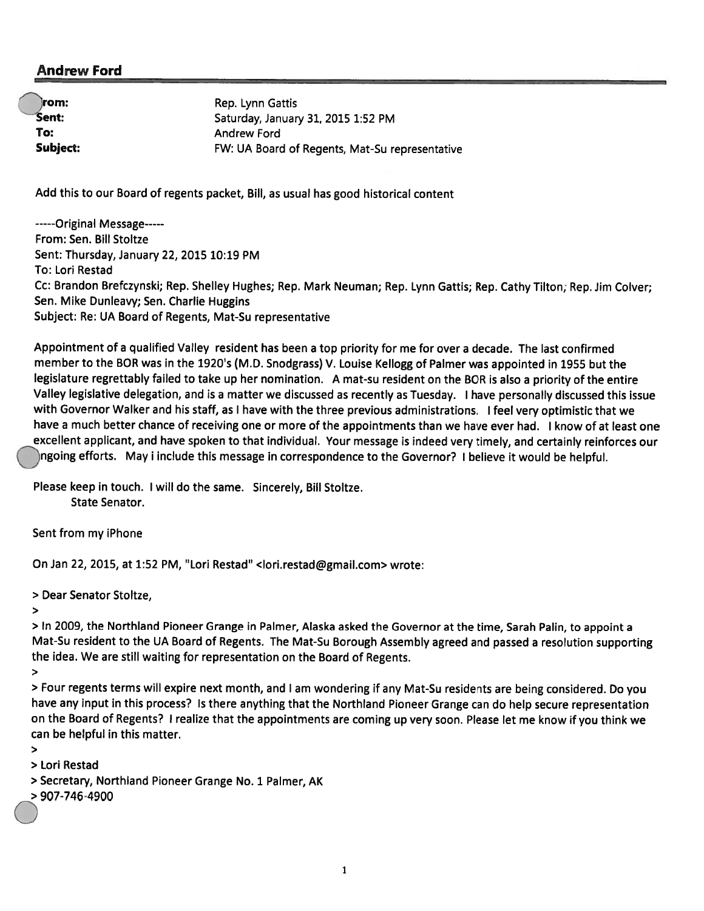**Andrew Ford**

|  |  |
|---|---|
| **From:** | Rep. Lynn Gattis |
| **Sent:** | Saturday, January 31, 2015 1:52 PM |
| **To:** | Andrew Ford |
| **Subject:** | FW: UA Board of Regents, Mat-Su representative |

Add this to our Board of regents packet, Bill, as usual has good historical content

-----Original Message-----
From: Sen. Bill Stoltze
Sent: Thursday, January 22, 2015 10:19 PM
To: Lori Restad
Cc: Brandon Brefczynski; Rep. Shelley Hughes; Rep. Mark Neuman; Rep. Lynn Gattis; Rep. Cathy Tilton; Rep. Jim Colver; Sen. Mike Dunleavy; Sen. Charlie Huggins
Subject: Re: UA Board of Regents, Mat-Su representative

Appointment of a qualified Valley resident has been a top priority for me for over a decade. The last confirmed member to the BOR was in the 1920's (M.D. Snodgrass) V. Louise Kellogg of Palmer was appointed in 1955 but the legislature regrettably failed to take up her nomination. A mat-su resident on the BOR is also a priority of the entire Valley legislative delegation, and is a matter we discussed as recently as Tuesday. I have personally discussed this issue with Governor Walker and his staff, as I have with the three previous administrations. I feel very optimistic that we have a much better chance of receiving one or more of the appointments than we have ever had. I know of at least one excellent applicant, and have spoken to that individual. Your message is indeed very timely, and certainly reinforces our ongoing efforts. May i include this message in correspondence to the Governor? I believe it would be helpful.

Please keep in touch. I will do the same. Sincerely, Bill Stoltze.
State Senator.

Sent from my iPhone

On Jan 22, 2015, at 1:52 PM, "Lori Restad" <lori.restad@gmail.com> wrote:

> Dear Senator Stoltze,
>
> In 2009, the Northland Pioneer Grange in Palmer, Alaska asked the Governor at the time, Sarah Palin, to appoint a Mat-Su resident to the UA Board of Regents. The Mat-Su Borough Assembly agreed and passed a resolution supporting the idea. We are still waiting for representation on the Board of Regents.
>
> Four regents terms will expire next month, and I am wondering if any Mat-Su residents are being considered. Do you have any input in this process? Is there anything that the Northland Pioneer Grange can do help secure representation on the Board of Regents? I realize that the appointments are coming up very soon. Please let me know if you think we can be helpful in this matter.
>
> Lori Restad
> Secretary, Northland Pioneer Grange No. 1 Palmer, AK
> 907-746-4900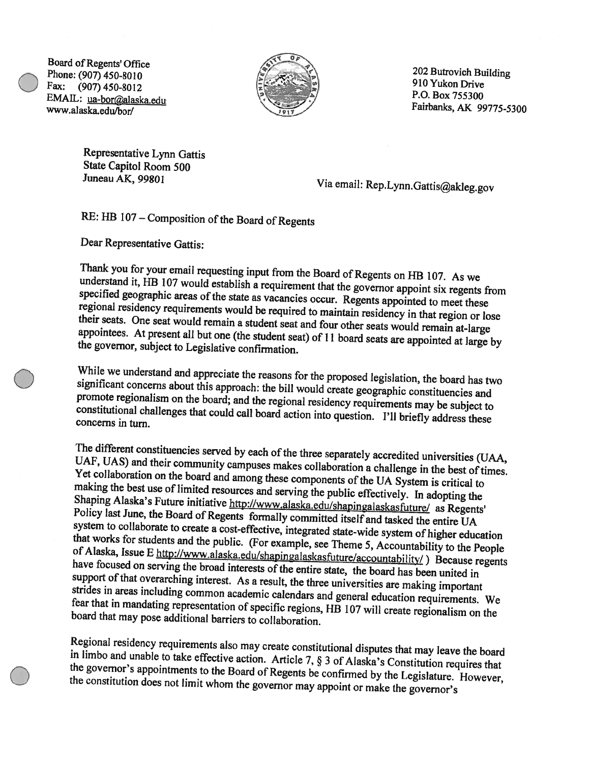Board of Regents' Office
Phone: (907) 450-8010
Fax: (907) 450-8012
EMAIL: ua-bor@alaska.edu
www.alaska.edu/bor/

202 Butrovich Building
910 Yukon Drive
P.O. Box 755300
Fairbanks, AK 99775-5300

Representative Lynn Gattis
State Capitol Room 500
Juneau AK, 99801

Via email: Rep.Lynn.Gattis@akleg.gov

RE: HB 107 – Composition of the Board of Regents

Dear Representative Gattis:

Thank you for your email requesting input from the Board of Regents on HB 107. As we understand it, HB 107 would establish a requirement that the governor appoint six regents from specified geographic areas of the state as vacancies occur. Regents appointed to meet these regional residency requirements would be required to maintain residency in that region or lose their seats. One seat would remain a student seat and four other seats would remain at-large appointees. At present all but one (the student seat) of 11 board seats are appointed at large by the governor, subject to Legislative confirmation.

While we understand and appreciate the reasons for the proposed legislation, the board has two significant concerns about this approach: the bill would create geographic constituencies and promote regionalism on the board; and the regional residency requirements may be subject to constitutional challenges that could call board action into question. I'll briefly address these concerns in turn.

The different constituencies served by each of the three separately accredited universities (UAA, UAF, UAS) and their community campuses makes collaboration a challenge in the best of times. Yet collaboration on the board and among these components of the UA System is critical to making the best use of limited resources and serving the public effectively. In adopting the Shaping Alaska's Future initiative http://www.alaska.edu/shapingalaskasfuture/ as Regents' Policy last June, the Board of Regents formally committed itself and tasked the entire UA system to collaborate to create a cost-effective, integrated state-wide system of higher education that works for students and the public. (For example, see Theme 5, Accountability to the People of Alaska, Issue E http://www.alaska.edu/shapingalaskasfuture/accountability/ ) Because regents have focused on serving the broad interests of the entire state, the board has been united in support of that overarching interest. As a result, the three universities are making important strides in areas including common academic calendars and general education requirements. We fear that in mandating representation of specific regions, HB 107 will create regionalism on the board that may pose additional barriers to collaboration.

Regional residency requirements also may create constitutional disputes that may leave the board in limbo and unable to take effective action. Article 7, § 3 of Alaska's Constitution requires that the governor's appointments to the Board of Regents be confirmed by the Legislature. However, the constitution does not limit whom the governor may appoint or make the governor's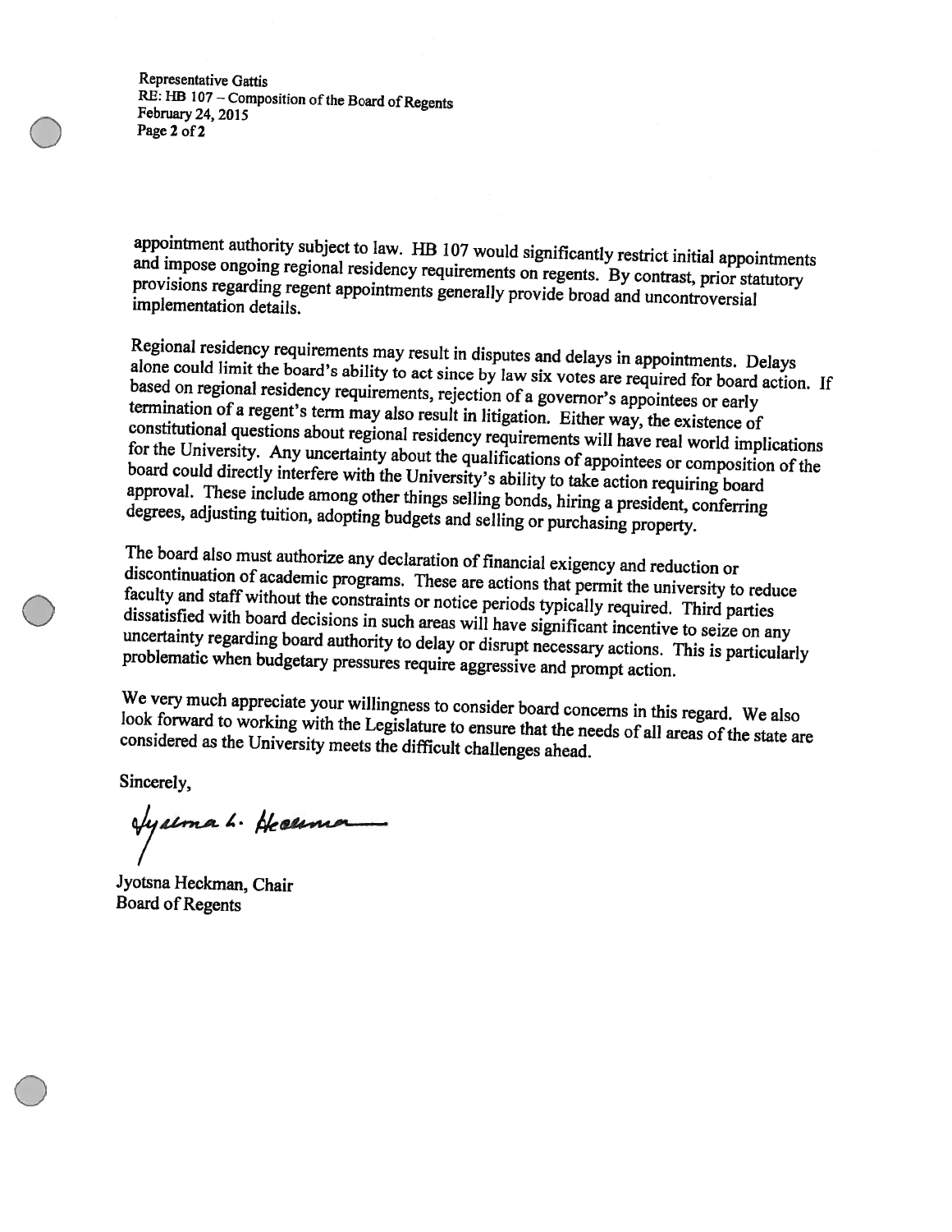appointment authority subject to law. HB 107 would significantly restrict initial appointments and impose ongoing regional residency requirements on regents. By contrast, prior statutory provisions regarding regent appointments generally provide broad and uncontroversial implementation details.

Regional residency requirements may result in disputes and delays in appointments. Delays alone could limit the board's ability to act since by law six votes are required for board action. If based on regional residency requirements, rejection of a governor's appointees or early termination of a regent's term may also result in litigation. Either way, the existence of constitutional questions about regional residency requirements will have real world implications for the University. Any uncertainty about the qualifications of appointees or composition of the board could directly interfere with the University's ability to take action requiring board approval. These include among other things selling bonds, hiring a president, conferring degrees, adjusting tuition, adopting budgets and selling or purchasing property.

The board also must authorize any declaration of financial exigency and reduction or discontinuation of academic programs. These are actions that permit the university to reduce faculty and staff without the constraints or notice periods typically required. Third parties dissatisfied with board decisions in such areas will have significant incentive to seize on any uncertainty regarding board authority to delay or disrupt necessary actions. This is particularly problematic when budgetary pressures require aggressive and prompt action.

We very much appreciate your willingness to consider board concerns in this regard. We also look forward to working with the Legislature to ensure that the needs of all areas of the state are considered as the University meets the difficult challenges ahead.

Sincerely,

Jyotsna Heckman, Chair
Board of Regents